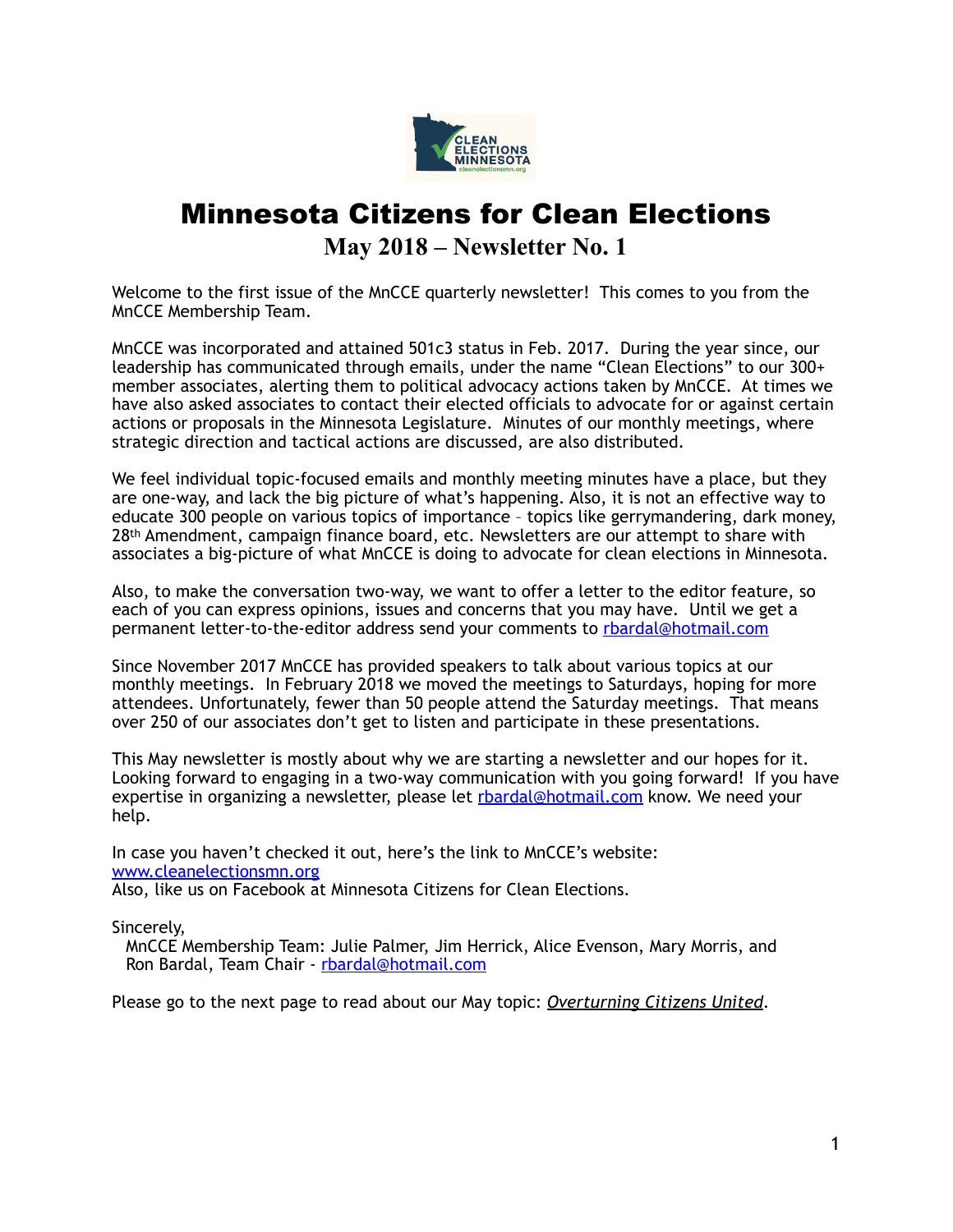# Minnesota Citizens for Clean Elections

## May 2018 – Newsletter No. 1

Welcome to the first issue of the MnCCE quarterly newsletter! This comes to you from the MnCCE Membership Team.

MnCCE was incorporated and attained 501c3 status in Feb. 2017. During the year since, our leadership has communicated through emails, under the name "Clean Elections" to our 300+ member associates, alerting them to political advocacy actions taken by MnCCE. At times we have also asked associates to contact their elected officials to advocate for or against certain actions or proposals in the Minnesota Legislature. Minutes of our monthly meetings, where strategic direction and tactical actions are discussed, are also distributed.

We feel individual topic-focused emails and monthly meeting minutes have a place, but they are one-way, and lack the big picture of what's happening. Also, it is not an effective way to educate 300 people on various topics of importance – topics like gerrymandering, dark money, 28th Amendment, campaign finance board, etc. Newsletters are our attempt to share with associates a big-picture of what MnCCE is doing to advocate for clean elections in Minnesota.

Also, to make the conversation two-way, we want to offer a letter to the editor feature, so each of you can express opinions, issues and concerns that you may have. Until we get a permanent letter-to-the-editor address send your comments to rbardal@hotmail.com

Since November 2017 MnCCE has provided speakers to talk about various topics at our monthly meetings. In February 2018 we moved the meetings to Saturdays, hoping for more attendees. Unfortunately, fewer than 50 people attend the Saturday meetings. That means over 250 of our associates don't get to listen and participate in these presentations.

This May newsletter is mostly about why we are starting a newsletter and our hopes for it. Looking forward to engaging in a two-way communication with you going forward! If you have expertise in organizing a newsletter, please let rbardal@hotmail.com know. We need your help.

In case you haven't checked it out, here's the link to MnCCE's website:
www.cleanelectionsmn.org
Also, like us on Facebook at Minnesota Citizens for Clean Elections.

Sincerely,
MnCCE Membership Team: Julie Palmer, Jim Herrick, Alice Evenson, Mary Morris, and Ron Bardal, Team Chair - rbardal@hotmail.com

Please go to the next page to read about our May topic: *Overturning Citizens United*.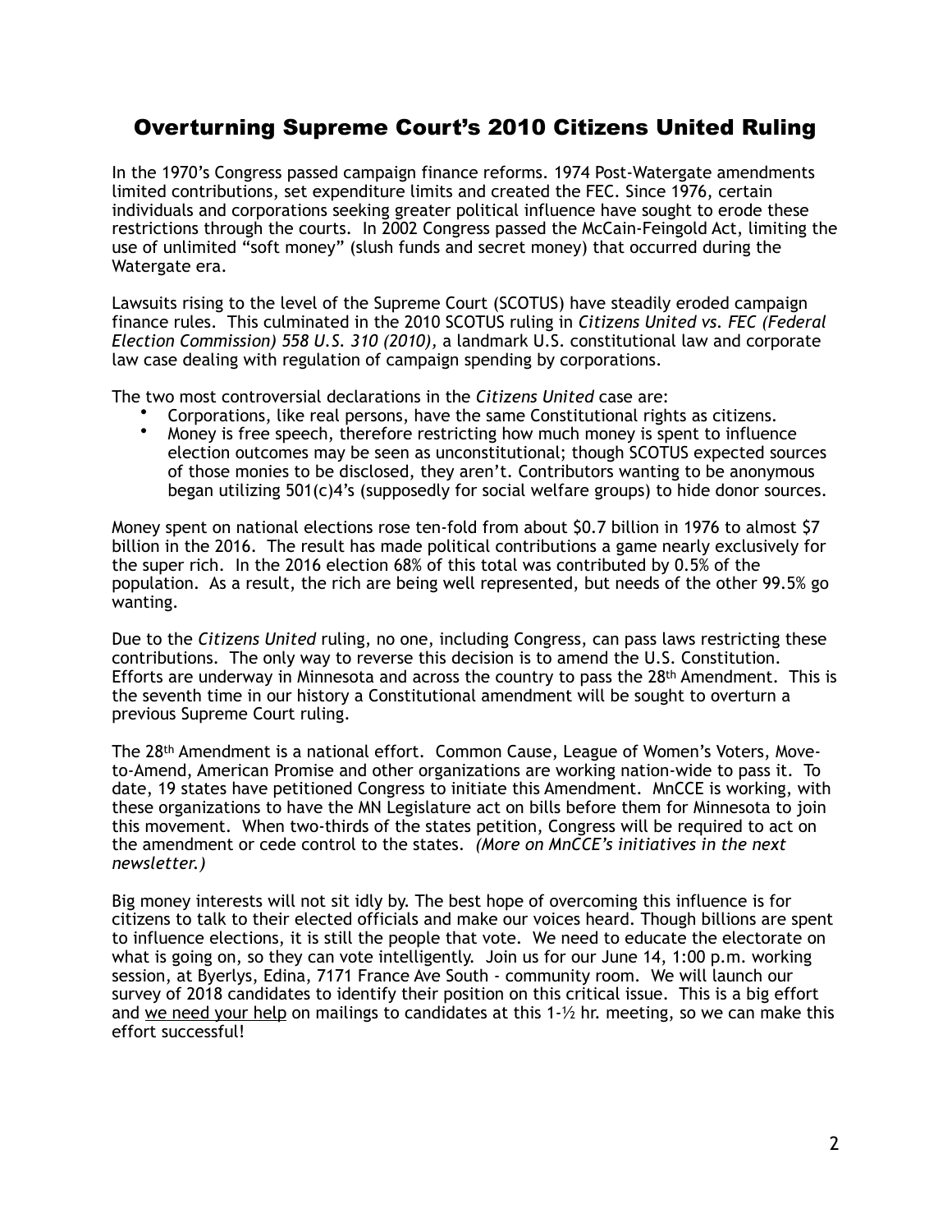# Overturning Supreme Court's 2010 Citizens United Ruling

In the 1970's Congress passed campaign finance reforms. 1974 Post-Watergate amendments limited contributions, set expenditure limits and created the FEC. Since 1976, certain individuals and corporations seeking greater political influence have sought to erode these restrictions through the courts. In 2002 Congress passed the McCain-Feingold Act, limiting the use of unlimited "soft money" (slush funds and secret money) that occurred during the Watergate era.

Lawsuits rising to the level of the Supreme Court (SCOTUS) have steadily eroded campaign finance rules. This culminated in the 2010 SCOTUS ruling in *Citizens United vs. FEC (Federal Election Commission) 558 U.S. 310 (2010),* a landmark U.S. constitutional law and corporate law case dealing with regulation of campaign spending by corporations.

The two most controversial declarations in the *Citizens United* case are:

- Corporations, like real persons, have the same Constitutional rights as citizens.
- Money is free speech, therefore restricting how much money is spent to influence election outcomes may be seen as unconstitutional; though SCOTUS expected sources of those monies to be disclosed, they aren't. Contributors wanting to be anonymous began utilizing 501(c)4's (supposedly for social welfare groups) to hide donor sources.

Money spent on national elections rose ten-fold from about $0.7 billion in 1976 to almost $7 billion in the 2016. The result has made political contributions a game nearly exclusively for the super rich. In the 2016 election 68% of this total was contributed by 0.5% of the population. As a result, the rich are being well represented, but needs of the other 99.5% go wanting.

Due to the *Citizens United* ruling, no one, including Congress, can pass laws restricting these contributions. The only way to reverse this decision is to amend the U.S. Constitution. Efforts are underway in Minnesota and across the country to pass the 28th Amendment. This is the seventh time in our history a Constitutional amendment will be sought to overturn a previous Supreme Court ruling.

The 28th Amendment is a national effort. Common Cause, League of Women's Voters, Move-to-Amend, American Promise and other organizations are working nation-wide to pass it. To date, 19 states have petitioned Congress to initiate this Amendment. MnCCE is working, with these organizations to have the MN Legislature act on bills before them for Minnesota to join this movement. When two-thirds of the states petition, Congress will be required to act on the amendment or cede control to the states. *(More on MnCCE's initiatives in the next newsletter.)*

Big money interests will not sit idly by. The best hope of overcoming this influence is for citizens to talk to their elected officials and make our voices heard. Though billions are spent to influence elections, it is still the people that vote. We need to educate the electorate on what is going on, so they can vote intelligently. Join us for our June 14, 1:00 p.m. working session, at Byerlys, Edina, 7171 France Ave South - community room. We will launch our survey of 2018 candidates to identify their position on this critical issue. This is a big effort and <u>we need your help</u> on mailings to candidates at this 1-½ hr. meeting, so we can make this effort successful!